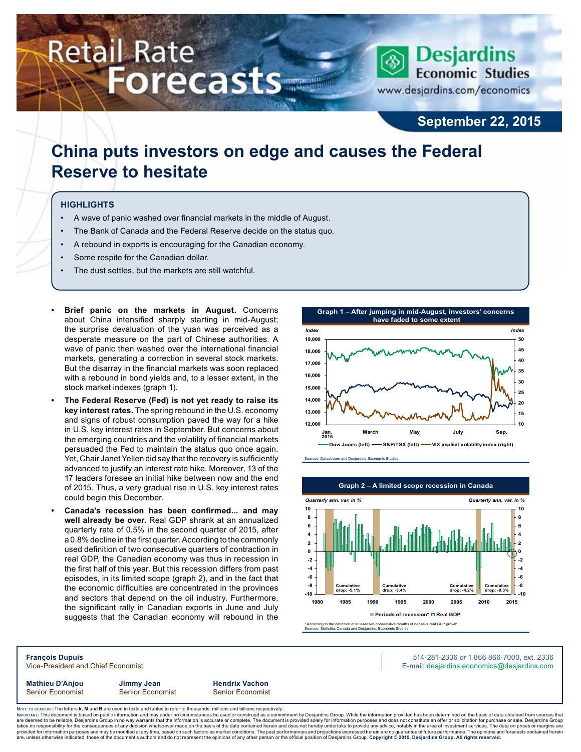# Retail Rate Forecasts

**Desjardins Economic Studies**
www.desjardins.com/economics

**September 22, 2015**

# China puts investors on edge and causes the Federal Reserve to hesitate

## HIGHLIGHTS

- A wave of panic washed over financial markets in the middle of August.
- The Bank of Canada and the Federal Reserve decide on the status quo.
- A rebound in exports is encouraging for the Canadian economy.
- Some respite for the Canadian dollar.
- The dust settles, but the markets are still watchful.

- **Brief panic on the markets in August.** Concerns about China intensified sharply starting in mid-August; the surprise devaluation of the yuan was perceived as a desperate measure on the part of Chinese authorities. A wave of panic then washed over the international financial markets, generating a correction in several stock markets. But the disarray in the financial markets was soon replaced with a rebound in bond yields and, to a lesser extent, in the stock market indexes (graph 1).
- **The Federal Reserve (Fed) is not yet ready to raise its key interest rates.** The spring rebound in the U.S. economy and signs of robust consumption paved the way for a hike in U.S. key interest rates in September. But concerns about the emerging countries and the volatility of financial markets persuaded the Fed to maintain the status quo once again. Yet, Chair Janet Yellen did say that the recovery is sufficiently advanced to justify an interest rate hike. Moreover, 13 of the 17 leaders foresee an initial hike between now and the end of 2015. Thus, a very gradual rise in U.S. key interest rates could begin this December.
- **Canada's recession has been confirmed... and may well already be over.** Real GDP shrank at an annualized quarterly rate of 0.5% in the second quarter of 2015, after a 0.8% decline in the first quarter. According to the commonly used definition of two consecutive quarters of contraction in real GDP, the Canadian economy was thus in recession in the first half of this year. But this recession differs from past episodes, in its limited scope (graph 2), and in the fact that the economic difficulties are concentrated in the provinces and sectors that depend on the oil industry. Furthermore, the significant rally in Canadian exports in June and July suggests that the Canadian economy will rebound in the

**Graph 1 – After jumping in mid-August, investors' concerns have faded to some extent**

Dow Jones (left), S&P/TSX (left), VIX implicit volatility index (right)

Sources: Datastream and Desjardins, Economic Studies

**Graph 2 – A limited scope recession in Canada**

Quarterly ann. var. in %

Cumulative drop: -5.1%; Cumulative drop: -3.4%; Cumulative drop: -4.2%; Cumulative drop: -0.3%

Periods of recession* · Real GDP

\* According to the definition of at least two consecutive months of negative real GDP growth.
Sources: Statistics Canada and Desjardins, Economic Studies

---

**François Dupuis**
Vice-President and Chief Economist

514-281-2336 *or* 1 866 866-7000, ext. 2336
E-mail: desjardins.economics@desjardins.com

**Mathieu D'Anjou** — Senior Economist
**Jimmy Jean** — Senior Economist
**Hendrix Vachon** — Senior Economist

NOTE TO READERS: The letters **k**, **M** and **B** are used in texts and tables to refer to thousands, millions and billions respectively.
IMPORTANT: This document is based on public information and may under no circumstances be used or construed as a commitment by Desjardins Group. While the information provided has been determined on the basis of data obtained from sources that are deemed to be reliable, Desjardins Group in no way warrants that the information is accurate or complete. The document is provided solely for information purposes and does not constitute an offer or solicitation for purchase or sale. Desjardins Group takes no responsibility for the consequences of any decision whatsoever made on the basis of the data contained herein and does not hereby undertake to provide any advice, notably in the area of investment services. The data on prices or margins are provided for information purposes and may be modified at any time, based on such factors as market conditions. The past performances and projections expressed herein are no guarantee of future performance. The opinions and forecasts contained herein are, unless otherwise indicated, those of the document's authors and do not represent the opinions of any other person or the official position of Desjardins Group. **Copyright © 2015, Desjardins Group. All rights reserved.**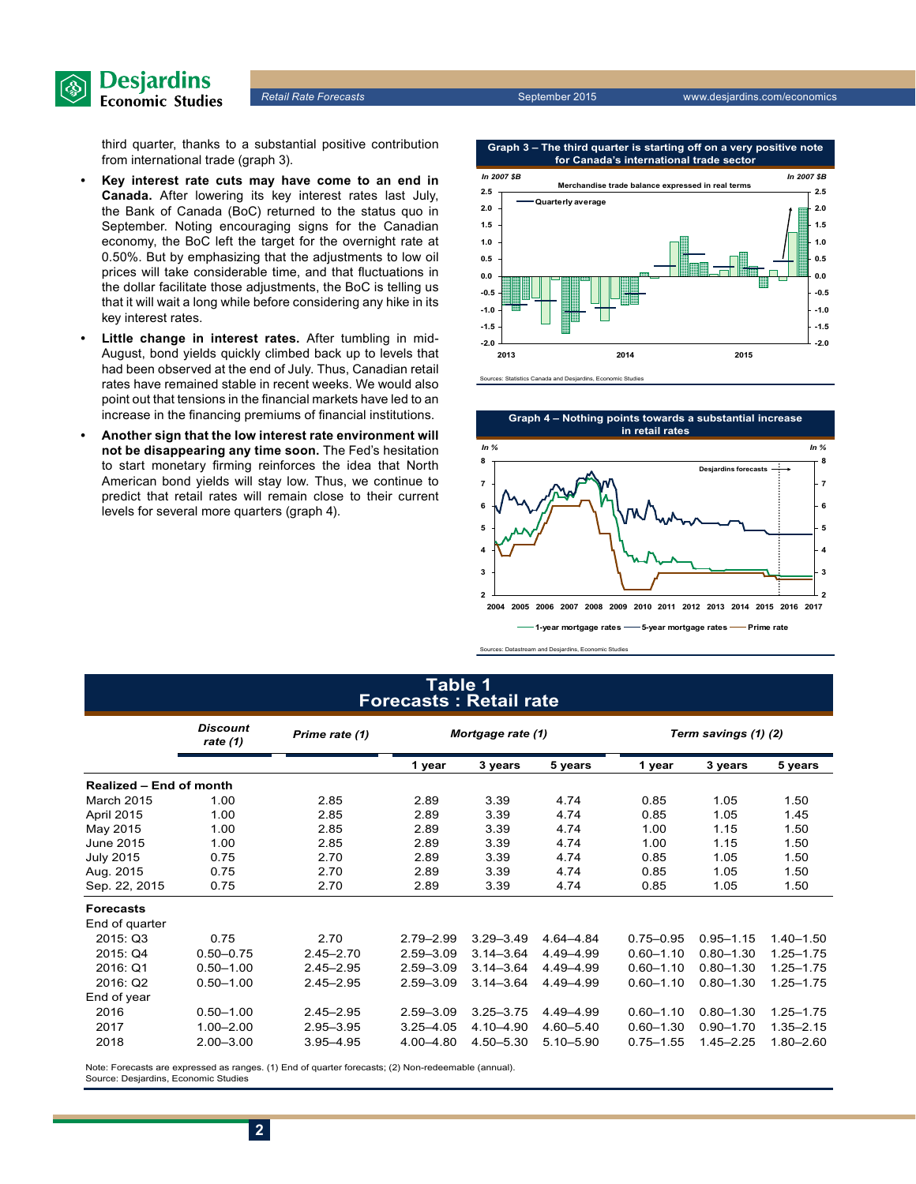third quarter, thanks to a substantial positive contribution from international trade (graph 3).

- **Key interest rate cuts may have come to an end in Canada.** After lowering its key interest rates last July, the Bank of Canada (BoC) returned to the status quo in September. Noting encouraging signs for the Canadian economy, the BoC left the target for the overnight rate at 0.50%. But by emphasizing that the adjustments to low oil prices will take considerable time, and that fluctuations in the dollar facilitate those adjustments, the BoC is telling us that it will wait a long while before considering any hike in its key interest rates.
- **Little change in interest rates.** After tumbling in mid-August, bond yields quickly climbed back up to levels that had been observed at the end of July. Thus, Canadian retail rates have remained stable in recent weeks. We would also point out that tensions in the financial markets have led to an increase in the financing premiums of financial institutions.
- **Another sign that the low interest rate environment will not be disappearing any time soon.** The Fed's hesitation to start monetary firming reinforces the idea that North American bond yields will stay low. Thus, we continue to predict that retail rates will remain close to their current levels for several more quarters (graph 4).

**Graph 3 – The third quarter is starting off on a very positive note for Canada's international trade sector**

Sources: Statistics Canada and Desjardins, Economic Studies

**Graph 4 – Nothing points towards a substantial increase in retail rates**

Sources: Datastream and Desjardins, Economic Studies

## Table 1
## Forecasts : Retail rate

| | Discount rate (1) | Prime rate (1) | Mortgage rate (1) | | | Term savings (1) (2) | | |
|---|---|---|---|---|---|---|---|---|
| | | | 1 year | 3 years | 5 years | 1 year | 3 years | 5 years |
| **Realized – End of month** | | | | | | | | |
| March 2015 | 1.00 | 2.85 | 2.89 | 3.39 | 4.74 | 0.85 | 1.05 | 1.50 |
| April 2015 | 1.00 | 2.85 | 2.89 | 3.39 | 4.74 | 0.85 | 1.05 | 1.45 |
| May 2015 | 1.00 | 2.85 | 2.89 | 3.39 | 4.74 | 1.00 | 1.15 | 1.50 |
| June 2015 | 1.00 | 2.85 | 2.89 | 3.39 | 4.74 | 1.00 | 1.15 | 1.50 |
| July 2015 | 0.75 | 2.70 | 2.89 | 3.39 | 4.74 | 0.85 | 1.05 | 1.50 |
| Aug. 2015 | 0.75 | 2.70 | 2.89 | 3.39 | 4.74 | 0.85 | 1.05 | 1.50 |
| Sep. 22, 2015 | 0.75 | 2.70 | 2.89 | 3.39 | 4.74 | 0.85 | 1.05 | 1.50 |
| **Forecasts** | | | | | | | | |
| End of quarter | | | | | | | | |
| 2015: Q3 | 0.75 | 2.70 | 2.79–2.99 | 3.29–3.49 | 4.64–4.84 | 0.75–0.95 | 0.95–1.15 | 1.40–1.50 |
| 2015: Q4 | 0.50–0.75 | 2.45–2.70 | 2.59–3.09 | 3.14–3.64 | 4.49–4.99 | 0.60–1.10 | 0.80–1.30 | 1.25–1.75 |
| 2016: Q1 | 0.50–1.00 | 2.45–2.95 | 2.59–3.09 | 3.14–3.64 | 4.49–4.99 | 0.60–1.10 | 0.80–1.30 | 1.25–1.75 |
| 2016: Q2 | 0.50–1.00 | 2.45–2.95 | 2.59–3.09 | 3.14–3.64 | 4.49–4.99 | 0.60–1.10 | 0.80–1.30 | 1.25–1.75 |
| End of year | | | | | | | | |
| 2016 | 0.50–1.00 | 2.45–2.95 | 2.59–3.09 | 3.25–3.75 | 4.49–4.99 | 0.60–1.10 | 0.80–1.30 | 1.25–1.75 |
| 2017 | 1.00–2.00 | 2.95–3.95 | 3.25–4.05 | 4.10–4.90 | 4.60–5.40 | 0.60–1.30 | 0.90–1.70 | 1.35–2.15 |
| 2018 | 2.00–3.00 | 3.95–4.95 | 4.00–4.80 | 4.50–5.30 | 5.10–5.90 | 0.75–1.55 | 1.45–2.25 | 1.80–2.60 |

Note: Forecasts are expressed as ranges. (1) End of quarter forecasts; (2) Non-redeemable (annual).
Source: Desjardins, Economic Studies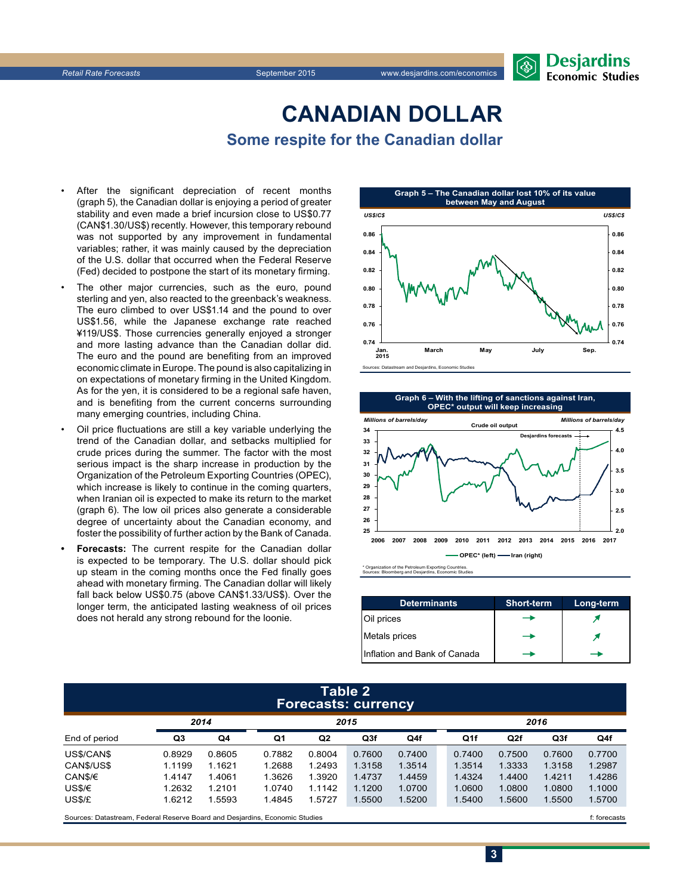# CANADIAN DOLLAR

## Some respite for the Canadian dollar

- After the significant depreciation of recent months (graph 5), the Canadian dollar is enjoying a period of greater stability and even made a brief incursion close to US$0.77 (CAN$1.30/US$) recently. However, this temporary rebound was not supported by any improvement in fundamental variables; rather, it was mainly caused by the depreciation of the U.S. dollar that occurred when the Federal Reserve (Fed) decided to postpone the start of its monetary firming.
- The other major currencies, such as the euro, pound sterling and yen, also reacted to the greenback's weakness. The euro climbed to over US$1.14 and the pound to over US$1.56, while the Japanese exchange rate reached ¥119/US$. Those currencies generally enjoyed a stronger and more lasting advance than the Canadian dollar did. The euro and the pound are benefiting from an improved economic climate in Europe. The pound is also capitalizing in on expectations of monetary firming in the United Kingdom. As for the yen, it is considered to be a regional safe haven, and is benefiting from the current concerns surrounding many emerging countries, including China.
- Oil price fluctuations are still a key variable underlying the trend of the Canadian dollar, and setbacks multiplied for crude prices during the summer. The factor with the most serious impact is the sharp increase in production by the Organization of the Petroleum Exporting Countries (OPEC), which increase is likely to continue in the coming quarters, when Iranian oil is expected to make its return to the market (graph 6). The low oil prices also generate a considerable degree of uncertainty about the Canadian economy, and foster the possibility of further action by the Bank of Canada.
- **Forecasts:** The current respite for the Canadian dollar is expected to be temporary. The U.S. dollar should pick up steam in the coming months once the Fed finally goes ahead with monetary firming. The Canadian dollar will likely fall back below US$0.75 (above CAN$1.33/US$). Over the longer term, the anticipated lasting weakness of oil prices does not herald any strong rebound for the loonie.

**Graph 5 – The Canadian dollar lost 10% of its value between May and August**

Sources: Datastream and Desjardins, Economic Studies

**Graph 6 – With the lifting of sanctions against Iran, OPEC* output will keep increasing**

* Organization of the Petroleum Exporting Countries.
Sources: Bloomberg and Desjardins, Economic Studies

| Determinants | Short-term | Long-term |
|---|---|---|
| Oil prices | → | ↗ |
| Metals prices | → | ↗ |
| Inflation and Bank of Canada | → | → |

**Table 2**
**Forecasts: currency**

| | 2014 | | 2015 | | | | 2016 | | | |
|---|---|---|---|---|---|---|---|---|---|---|
| End of period | Q3 | Q4 | Q1 | Q2 | Q3f | Q4f | Q1f | Q2f | Q3f | Q4f |
| US$/CAN$ | 0.8929 | 0.8605 | 0.7882 | 0.8004 | 0.7600 | 0.7400 | 0.7400 | 0.7500 | 0.7600 | 0.7700 |
| CAN$/US$ | 1.1199 | 1.1621 | 1.2688 | 1.2493 | 1.3158 | 1.3514 | 1.3514 | 1.3333 | 1.3158 | 1.2987 |
| CAN$/€ | 1.4147 | 1.4061 | 1.3626 | 1.3920 | 1.4737 | 1.4459 | 1.4324 | 1.4400 | 1.4211 | 1.4286 |
| US$/€ | 1.2632 | 1.2101 | 1.0740 | 1.1142 | 1.1200 | 1.0700 | 1.0600 | 1.0800 | 1.0800 | 1.1000 |
| US$/£ | 1.6212 | 1.5593 | 1.4845 | 1.5727 | 1.5500 | 1.5200 | 1.5400 | 1.5600 | 1.5500 | 1.5700 |

Sources: Datastream, Federal Reserve Board and Desjardins, Economic Studies — f: forecasts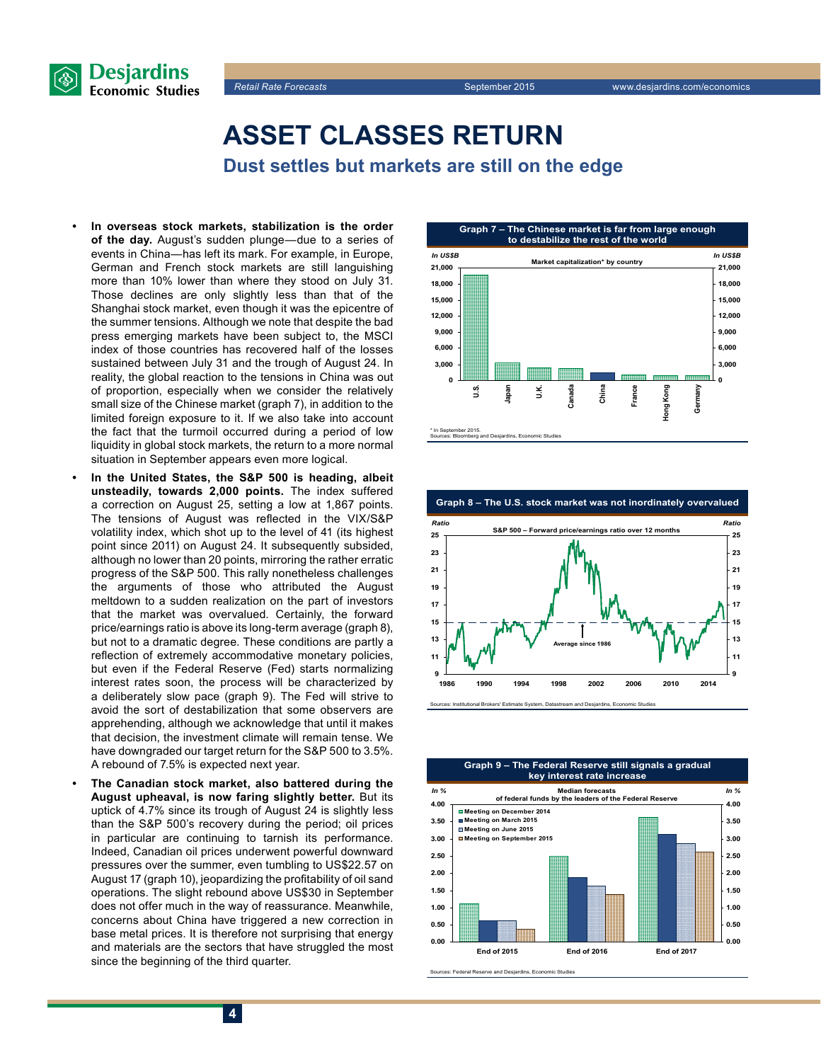# ASSET CLASSES RETURN

## Dust settles but markets are still on the edge

- **In overseas stock markets, stabilization is the order of the day.** August's sudden plunge—due to a series of events in China—has left its mark. For example, in Europe, German and French stock markets are still languishing more than 10% lower than where they stood on July 31. Those declines are only slightly less than that of the Shanghai stock market, even though it was the epicentre of the summer tensions. Although we note that despite the bad press emerging markets have been subject to, the MSCI index of those countries has recovered half of the losses sustained between July 31 and the trough of August 24. In reality, the global reaction to the tensions in China was out of proportion, especially when we consider the relatively small size of the Chinese market (graph 7), in addition to the limited foreign exposure to it. If we also take into account the fact that the turmoil occurred during a period of low liquidity in global stock markets, the return to a more normal situation in September appears even more logical.
- **In the United States, the S&P 500 is heading, albeit unsteadily, towards 2,000 points.** The index suffered a correction on August 25, setting a low at 1,867 points. The tensions of August was reflected in the VIX/S&P volatility index, which shot up to the level of 41 (its highest point since 2011) on August 24. It subsequently subsided, although no lower than 20 points, mirroring the rather erratic progress of the S&P 500. This rally nonetheless challenges the arguments of those who attributed the August meltdown to a sudden realization on the part of investors that the market was overvalued. Certainly, the forward price/earnings ratio is above its long-term average (graph 8), but not to a dramatic degree. These conditions are partly a reflection of extremely accommodative monetary policies, but even if the Federal Reserve (Fed) starts normalizing interest rates soon, the process will be characterized by a deliberately slow pace (graph 9). The Fed will strive to avoid the sort of destabilization that some observers are apprehending, although we acknowledge that until it makes that decision, the investment climate will remain tense. We have downgraded our target return for the S&P 500 to 3.5%. A rebound of 7.5% is expected next year.
- **The Canadian stock market, also battered during the August upheaval, is now faring slightly better.** But its uptick of 4.7% since its trough of August 24 is slightly less than the S&P 500's recovery during the period; oil prices in particular are continuing to tarnish its performance. Indeed, Canadian oil prices underwent powerful downward pressures over the summer, even tumbling to US$22.57 on August 17 (graph 10), jeopardizing the profitability of oil sand operations. The slight rebound above US$30 in September does not offer much in the way of reassurance. Meanwhile, concerns about China have triggered a new correction in base metal prices. It is therefore not surprising that energy and materials are the sectors that have struggled the most since the beginning of the third quarter.

**Graph 7 – The Chinese market is far from large enough to destabilize the rest of the world**

Market capitalization* by country (In US$B): U.S., Japan, U.K., Canada, China, France, Hong Kong, Germany

\* In September 2015.
Sources: Bloomberg and Desjardins, Economic Studies

**Graph 8 – The U.S. stock market was not inordinately overvalued**

S&P 500 – Forward price/earnings ratio over 12 months (Ratio), 1986–2014; Average since 1986

Sources: Institutional Brokers' Estimate System, Datastream and Desjardins, Economic Studies

**Graph 9 – The Federal Reserve still signals a gradual key interest rate increase**

Median forecasts of federal funds by the leaders of the Federal Reserve (In %): Meeting on December 2014; Meeting on March 2015; Meeting on June 2015; Meeting on September 2015 — End of 2015, End of 2016, End of 2017

Sources: Federal Reserve and Desjardins, Economic Studies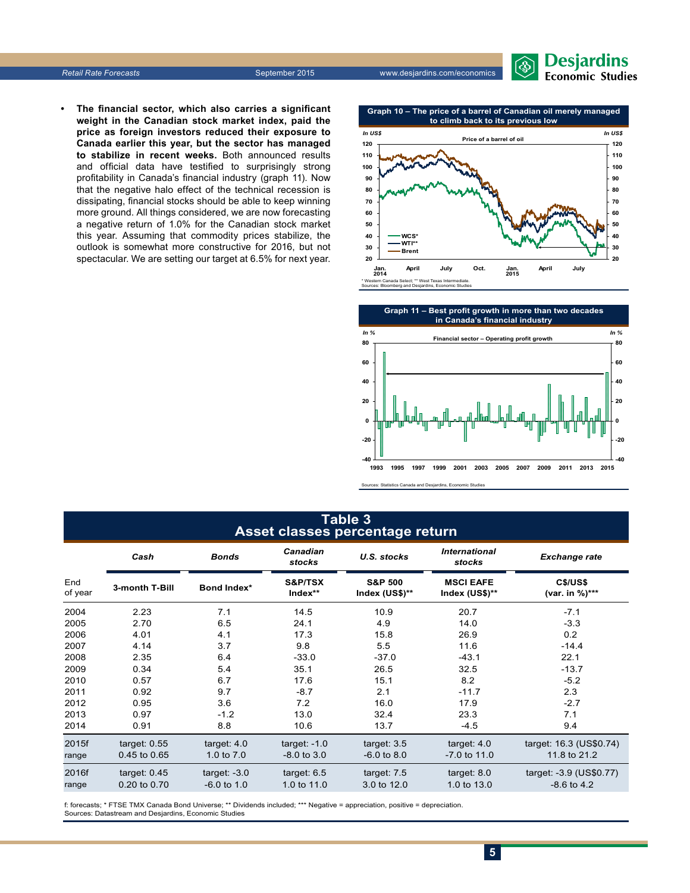- **The financial sector, which also carries a significant weight in the Canadian stock market index, paid the price as foreign investors reduced their exposure to Canada earlier this year, but the sector has managed to stabilize in recent weeks.** Both announced results and official data have testified to surprisingly strong profitability in Canada's financial industry (graph 11). Now that the negative halo effect of the technical recession is dissipating, financial stocks should be able to keep winning more ground. All things considered, we are now forecasting a negative return of 1.0% for the Canadian stock market this year. Assuming that commodity prices stabilize, the outlook is somewhat more constructive for 2016, but not spectacular. We are setting our target at 6.5% for next year.

**Graph 10 – The price of a barrel of Canadian oil merely managed to climb back to its previous low**

In US$ — Price of a barrel of oil — In US$

120, 110, 100, 90, 80, 70, 60, 50, 40, 30, 20

WCS*
WTI**
Brent

Jan. 2014, April, July, Oct., Jan. 2015, April, July

\* Western Canada Select; ** West Texas Intermediate.
Sources: Bloomberg and Desjardins, Economic Studies

**Graph 11 – Best profit growth in more than two decades in Canada's financial industry**

In % — Financial sector – Operating profit growth — In %

80, 60, 40, 20, 0, -20, -40

1993, 1995, 1997, 1999, 2001, 2003, 2005, 2007, 2009, 2011, 2013, 2015

Sources: Statistics Canada and Desjardins, Economic Studies

## Table 3
## Asset classes percentage return

| | Cash | Bonds | Canadian stocks | U.S. stocks | International stocks | Exchange rate |
|---|---|---|---|---|---|---|
| End of year | 3-month T-Bill | Bond Index* | S&P/TSX Index** | S&P 500 Index (US$)** | MSCI EAFE Index (US$)** | C$/US$ (var. in %)*** |
| 2004 | 2.23 | 7.1 | 14.5 | 10.9 | 20.7 | -7.1 |
| 2005 | 2.70 | 6.5 | 24.1 | 4.9 | 14.0 | -3.3 |
| 2006 | 4.01 | 4.1 | 17.3 | 15.8 | 26.9 | 0.2 |
| 2007 | 4.14 | 3.7 | 9.8 | 5.5 | 11.6 | -14.4 |
| 2008 | 2.35 | 6.4 | -33.0 | -37.0 | -43.1 | 22.1 |
| 2009 | 0.34 | 5.4 | 35.1 | 26.5 | 32.5 | -13.7 |
| 2010 | 0.57 | 6.7 | 17.6 | 15.1 | 8.2 | -5.2 |
| 2011 | 0.92 | 9.7 | -8.7 | 2.1 | -11.7 | 2.3 |
| 2012 | 0.95 | 3.6 | 7.2 | 16.0 | 17.9 | -2.7 |
| 2013 | 0.97 | -1.2 | 13.0 | 32.4 | 23.3 | 7.1 |
| 2014 | 0.91 | 8.8 | 10.6 | 13.7 | -4.5 | 9.4 |
| 2015f | target: 0.55 | target: 4.0 | target: -1.0 | target: 3.5 | target: 4.0 | target: 16.3 (US$0.74) |
| range | 0.45 to 0.65 | 1.0 to 7.0 | -8.0 to 3.0 | -6.0 to 8.0 | -7.0 to 11.0 | 11.8 to 21.2 |
| 2016f | target: 0.45 | target: -3.0 | target: 6.5 | target: 7.5 | target: 8.0 | target: -3.9 (US$0.77) |
| range | 0.20 to 0.70 | -6.0 to 1.0 | 1.0 to 11.0 | 3.0 to 12.0 | 1.0 to 13.0 | -8.6 to 4.2 |

f: forecasts; * FTSE TMX Canada Bond Universe; ** Dividends included; *** Negative = appreciation, positive = depreciation.
Sources: Datastream and Desjardins, Economic Studies